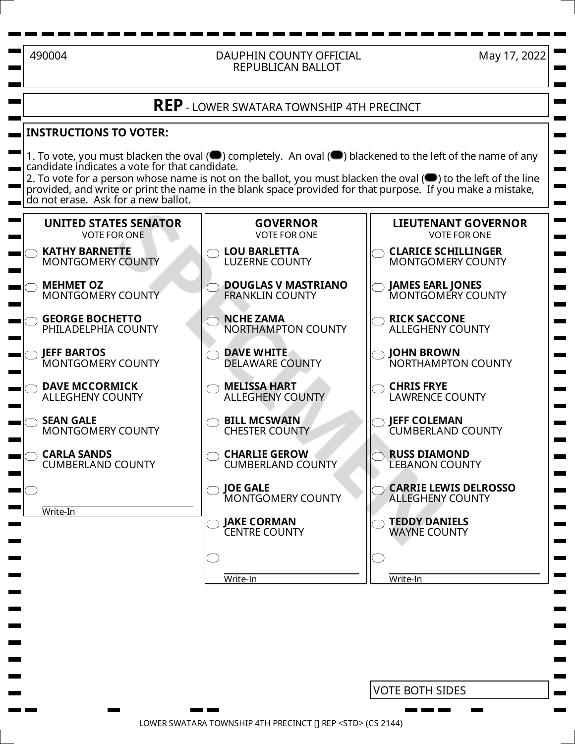490004

DAUPHIN COUNTY OFFICIAL
REPUBLICAN BALLOT

May 17, 2022

# REP - LOWER SWATARA TOWNSHIP 4TH PRECINCT

**INSTRUCTIONS TO VOTER:**

1. To vote, you must blacken the oval (⬬) completely. An oval (⬬) blackened to the left of the name of any candidate indicates a vote for that candidate.
2. To vote for a person whose name is not on the ballot, you must blacken the oval (⬬) to the left of the line provided, and write or print the name in the blank space provided for that purpose. If you make a mistake, do not erase. Ask for a new ballot.

## UNITED STATES SENATOR
VOTE FOR ONE

- ◯ **KATHY BARNETTE** MONTGOMERY COUNTY
- ◯ **MEHMET OZ** MONTGOMERY COUNTY
- ◯ **GEORGE BOCHETTO** PHILADELPHIA COUNTY
- ◯ **JEFF BARTOS** MONTGOMERY COUNTY
- ◯ **DAVE MCCORMICK** ALLEGHENY COUNTY
- ◯ **SEAN GALE** MONTGOMERY COUNTY
- ◯ **CARLA SANDS** CUMBERLAND COUNTY
- ◯ ______ Write-In

## GOVERNOR
VOTE FOR ONE

- ◯ **LOU BARLETTA** LUZERNE COUNTY
- ◯ **DOUGLAS V MASTRIANO** FRANKLIN COUNTY
- ◯ **NCHE ZAMA** NORTHAMPTON COUNTY
- ◯ **DAVE WHITE** DELAWARE COUNTY
- ◯ **MELISSA HART** ALLEGHENY COUNTY
- ◯ **BILL MCSWAIN** CHESTER COUNTY
- ◯ **CHARLIE GEROW** CUMBERLAND COUNTY
- ◯ **JOE GALE** MONTGOMERY COUNTY
- ◯ **JAKE CORMAN** CENTRE COUNTY
- ◯ ______ Write-In

## LIEUTENANT GOVERNOR
VOTE FOR ONE

- ◯ **CLARICE SCHILLINGER** MONTGOMERY COUNTY
- ◯ **JAMES EARL JONES** MONTGOMERY COUNTY
- ◯ **RICK SACCONE** ALLEGHENY COUNTY
- ◯ **JOHN BROWN** NORTHAMPTON COUNTY
- ◯ **CHRIS FRYE** LAWRENCE COUNTY
- ◯ **JEFF COLEMAN** CUMBERLAND COUNTY
- ◯ **RUSS DIAMOND** LEBANON COUNTY
- ◯ **CARRIE LEWIS DELROSSO** ALLEGHENY COUNTY
- ◯ **TEDDY DANIELS** WAYNE COUNTY
- ◯ ______ Write-In

VOTE BOTH SIDES

LOWER SWATARA TOWNSHIP 4TH PRECINCT [] REP <STD> (CS 2144)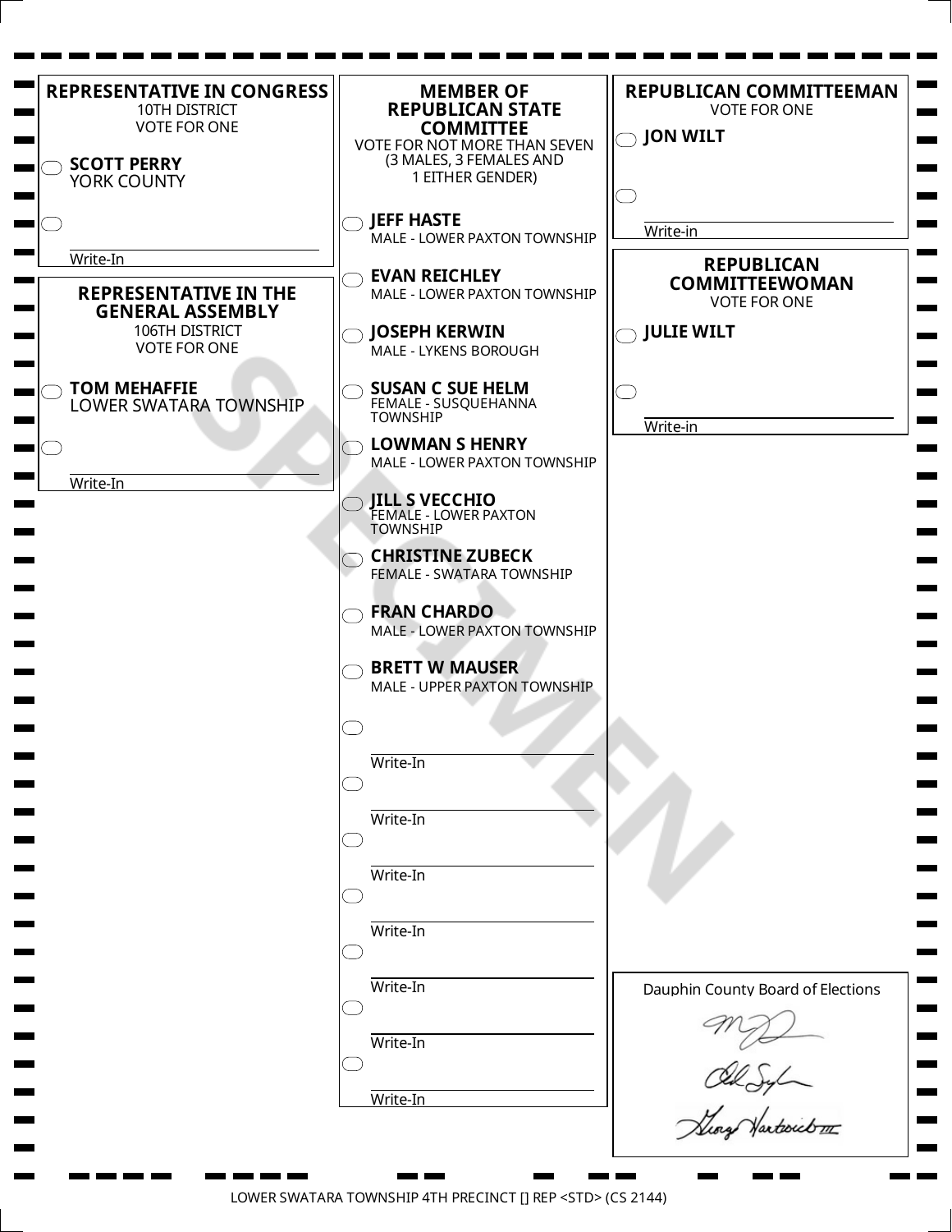## REPRESENTATIVE IN CONGRESS

10TH DISTRICT
VOTE FOR ONE

- SCOTT PERRY
  YORK COUNTY
- Write-In

## REPRESENTATIVE IN THE GENERAL ASSEMBLY

106TH DISTRICT
VOTE FOR ONE

- TOM MEHAFFIE
  LOWER SWATARA TOWNSHIP
- Write-In

## MEMBER OF REPUBLICAN STATE COMMITTEE

VOTE FOR NOT MORE THAN SEVEN
(3 MALES, 3 FEMALES AND
1 EITHER GENDER)

- JEFF HASTE
  MALE - LOWER PAXTON TOWNSHIP
- EVAN REICHLEY
  MALE - LOWER PAXTON TOWNSHIP
- JOSEPH KERWIN
  MALE - LYKENS BOROUGH
- SUSAN C SUE HELM
  FEMALE - SUSQUEHANNA TOWNSHIP
- LOWMAN S HENRY
  MALE - LOWER PAXTON TOWNSHIP
- JILL S VECCHIO
  FEMALE - LOWER PAXTON TOWNSHIP
- CHRISTINE ZUBECK
  FEMALE - SWATARA TOWNSHIP
- FRAN CHARDO
  MALE - LOWER PAXTON TOWNSHIP
- BRETT W MAUSER
  MALE - UPPER PAXTON TOWNSHIP
- Write-In
- Write-In
- Write-In
- Write-In
- Write-In
- Write-In
- Write-In

## REPUBLICAN COMMITTEEMAN

VOTE FOR ONE

- JON WILT
- Write-in

## REPUBLICAN COMMITTEEWOMAN

VOTE FOR ONE

- JULIE WILT
- Write-in

Dauphin County Board of Elections

SPECIMEN

LOWER SWATARA TOWNSHIP 4TH PRECINCT [] REP <STD> (CS 2144)